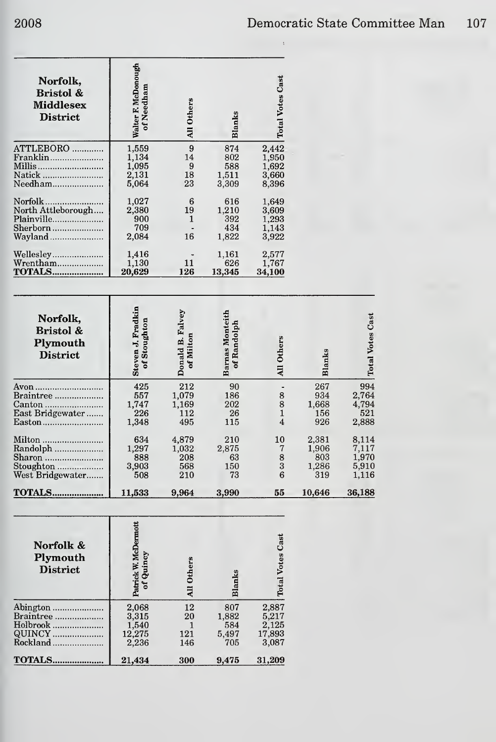| Norfolk, Bristol & Middlesex District | Walter F. McDonough of Needham | All Others | Blanks | Total Votes Cast |
|---|---|---|---|---|
| ATTLEBORO | 1,559 | 9 | 874 | 2,442 |
| Franklin | 1,134 | 14 | 802 | 1,950 |
| Millis | 1,095 | 9 | 588 | 1,692 |
| Natick | 2,131 | 18 | 1,511 | 3,660 |
| Needham | 5,064 | 23 | 3,309 | 8,396 |
| Norfolk | 1,027 | 6 | 616 | 1,649 |
| North Attleborough | 2,380 | 19 | 1,210 | 3,609 |
| Plainville | 900 | 1 | 392 | 1,293 |
| Sherborn | 709 | - | 434 | 1,143 |
| Wayland | 2,084 | 16 | 1,822 | 3,922 |
| Wellesley | 1,416 | - | 1,161 | 2,577 |
| Wrentham | 1,130 | 11 | 626 | 1,767 |
| **TOTALS** | **20,629** | **126** | **13,345** | **34,100** |

| Norfolk, Bristol & Plymouth District | Steven J. Fradkin of Stoughton | Donald B. Falvey of Milton | Barnas Monteith of Randolph | All Others | Blanks | Total Votes Cast |
|---|---|---|---|---|---|---|
| Avon | 425 | 212 | 90 | - | 267 | 994 |
| Braintree | 557 | 1,079 | 186 | 8 | 934 | 2,764 |
| Canton | 1,747 | 1,169 | 202 | 8 | 1,668 | 4,794 |
| East Bridgewater | 226 | 112 | 26 | 1 | 156 | 521 |
| Easton | 1,348 | 495 | 115 | 4 | 926 | 2,888 |
| Milton | 634 | 4,879 | 210 | 10 | 2,381 | 8,114 |
| Randolph | 1,297 | 1,032 | 2,875 | 7 | 1,906 | 7,117 |
| Sharon | 888 | 208 | 63 | 8 | 803 | 1,970 |
| Stoughton | 3,903 | 568 | 150 | 3 | 1,286 | 5,910 |
| West Bridgewater | 508 | 210 | 73 | 6 | 319 | 1,116 |
| **TOTALS** | **11,533** | **9,964** | **3,990** | **55** | **10,646** | **36,188** |

| Norfolk & Plymouth District | Patrick W. McDermott of Quincy | All Others | Blanks | Total Votes Cast |
|---|---|---|---|---|
| Abington | 2,068 | 12 | 807 | 2,887 |
| Braintree | 3,315 | 20 | 1,882 | 5,217 |
| Holbrook | 1,540 | 1 | 584 | 2,125 |
| QUINCY | 12,275 | 121 | 5,497 | 17,893 |
| Rockland | 2,236 | 146 | 705 | 3,087 |
| **TOTALS** | **21,434** | **300** | **9,475** | **31,209** |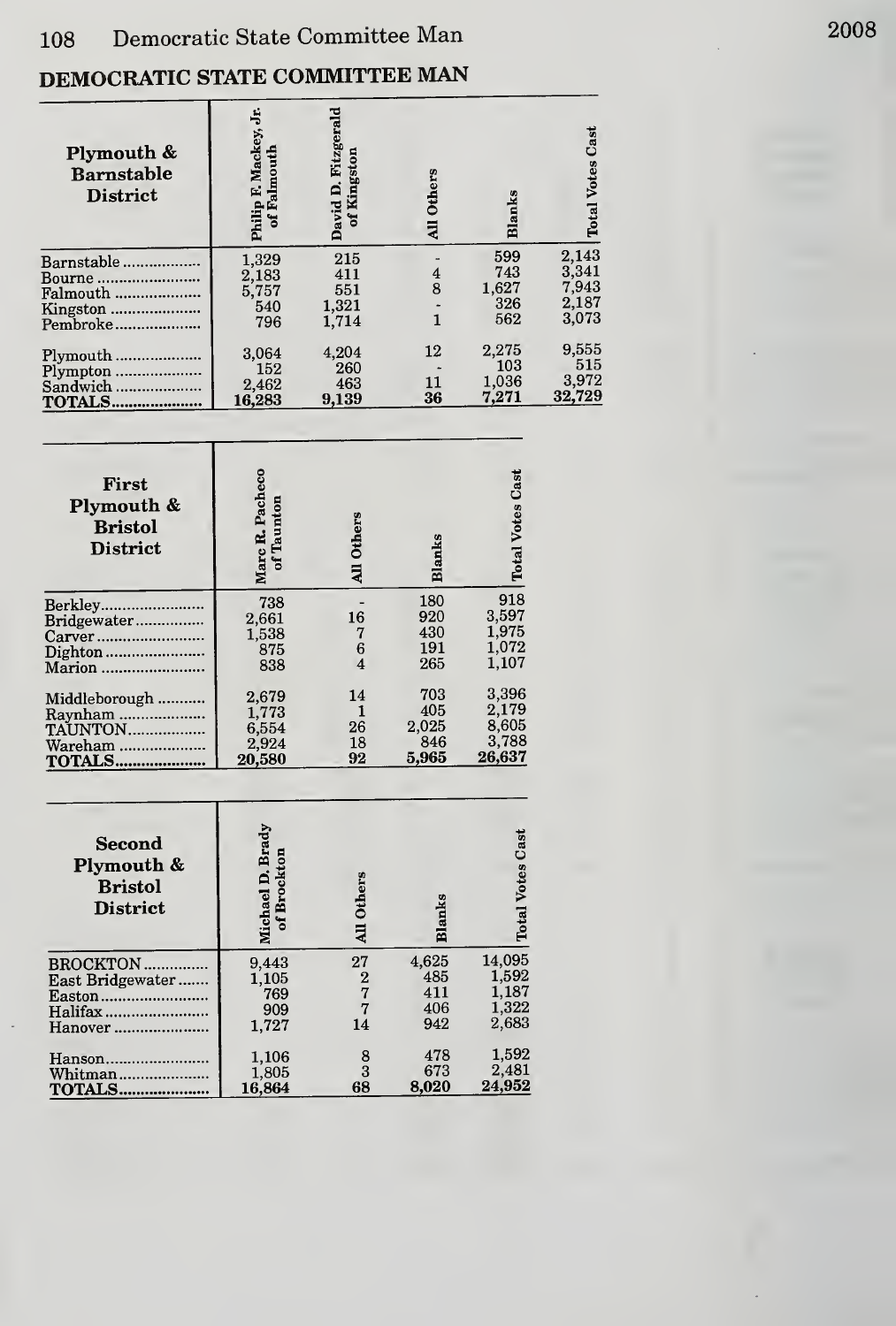## DEMOCRATIC STATE COMMITTEE MAN

| Plymouth & Barnstable District | Philip F. Mackey, Jr. of Falmouth | David D. Fitzgerald of Kingston | All Others | Blanks | Total Votes Cast |
|---|---|---|---|---|---|
| Barnstable | 1,329 | 215 | - | 599 | 2,143 |
| Bourne | 2,183 | 411 | 4 | 743 | 3,341 |
| Falmouth | 5,757 | 551 | 8 | 1,627 | 7,943 |
| Kingston | 540 | 1,321 | - | 326 | 2,187 |
| Pembroke | 796 | 1,714 | 1 | 562 | 3,073 |
| Plymouth | 3,064 | 4,204 | 12 | 2,275 | 9,555 |
| Plympton | 152 | 260 | - | 103 | 515 |
| Sandwich | 2,462 | 463 | 11 | 1,036 | 3,972 |
| **TOTALS** | **16,283** | **9,139** | **36** | **7,271** | **32,729** |

| First Plymouth & Bristol District | Marc R. Pacheco of Taunton | All Others | Blanks | Total Votes Cast |
|---|---|---|---|---|
| Berkley | 738 | - | 180 | 918 |
| Bridgewater | 2,661 | 16 | 920 | 3,597 |
| Carver | 1,538 | 7 | 430 | 1,975 |
| Dighton | 875 | 6 | 191 | 1,072 |
| Marion | 838 | 4 | 265 | 1,107 |
| Middleborough | 2,679 | 14 | 703 | 3,396 |
| Raynham | 1,773 | 1 | 405 | 2,179 |
| TAUNTON | 6,554 | 26 | 2,025 | 8,605 |
| Wareham | 2,924 | 18 | 846 | 3,788 |
| **TOTALS** | **20,580** | **92** | **5,965** | **26,637** |

| Second Plymouth & Bristol District | Michael D. Brady of Brockton | All Others | Blanks | Total Votes Cast |
|---|---|---|---|---|
| BROCKTON | 9,443 | 27 | 4,625 | 14,095 |
| East Bridgewater | 1,105 | 2 | 485 | 1,592 |
| Easton | 769 | 7 | 411 | 1,187 |
| Halifax | 909 | 7 | 406 | 1,322 |
| Hanover | 1,727 | 14 | 942 | 2,683 |
| Hanson | 1,106 | 8 | 478 | 1,592 |
| Whitman | 1,805 | 3 | 673 | 2,481 |
| **TOTALS** | **16,864** | **68** | **8,020** | **24,952** |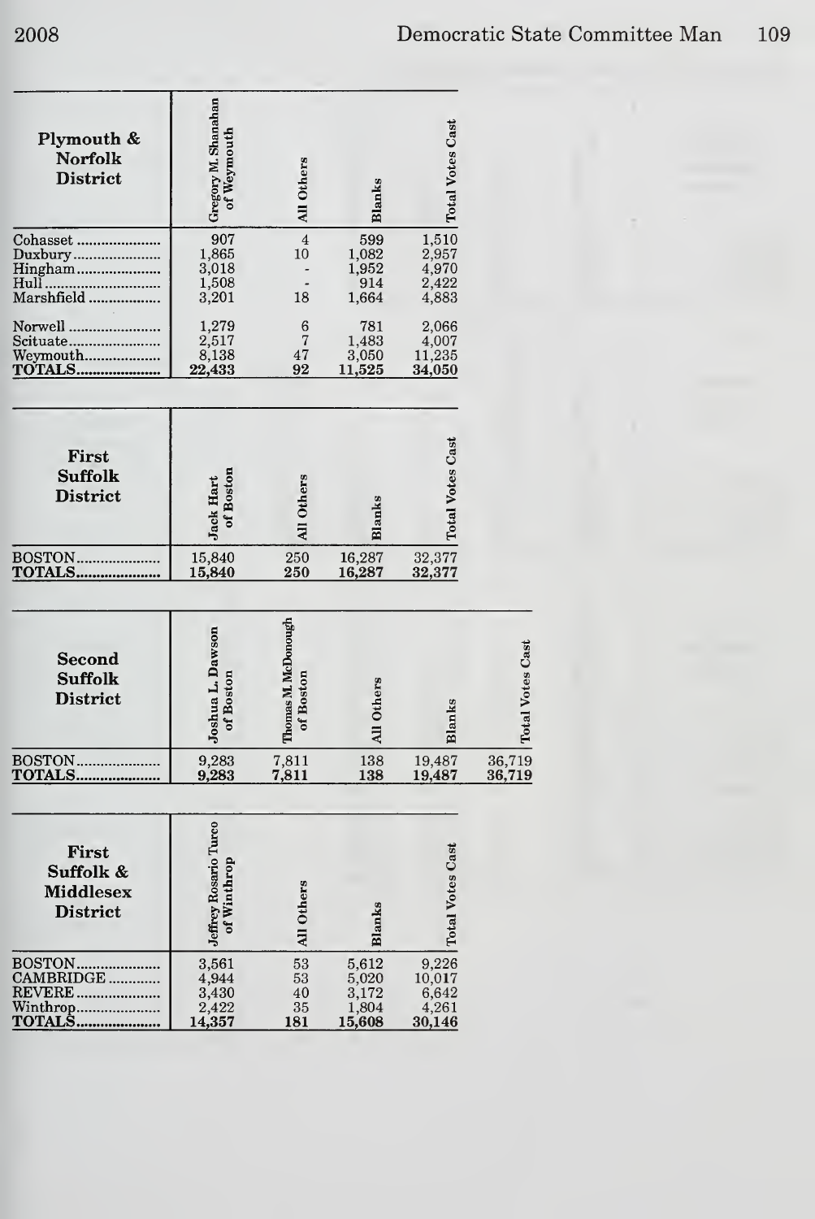| Plymouth & Norfolk District | Gregory M. Shanahan of Weymouth | All Others | Blanks | Total Votes Cast |
|---|---|---|---|---|
| Cohasset | 907 | 4 | 599 | 1,510 |
| Duxbury | 1,865 | 10 | 1,082 | 2,957 |
| Hingham | 3,018 | - | 1,952 | 4,970 |
| Hull | 1,508 | - | 914 | 2,422 |
| Marshfield | 3,201 | 18 | 1,664 | 4,883 |
| Norwell | 1,279 | 6 | 781 | 2,066 |
| Scituate | 2,517 | 7 | 1,483 | 4,007 |
| Weymouth | 8,138 | 47 | 3,050 | 11,235 |
| **TOTALS** | **22,433** | **92** | **11,525** | **34,050** |

| First Suffolk District | Jack Hart of Boston | All Others | Blanks | Total Votes Cast |
|---|---|---|---|---|
| BOSTON | 15,840 | 250 | 16,287 | 32,377 |
| **TOTALS** | **15,840** | **250** | **16,287** | **32,377** |

| Second Suffolk District | Joshua L. Dawson of Boston | Thomas M McDonough of Boston | All Others | Blanks | Total Votes Cast |
|---|---|---|---|---|---|
| BOSTON | 9,283 | 7,811 | 138 | 19,487 | 36,719 |
| **TOTALS** | **9,283** | **7,811** | **138** | **19,487** | **36,719** |

| First Suffolk & Middlesex District | Jeffrey Rosario Turco of Winthrop | All Others | Blanks | Total Votes Cast |
|---|---|---|---|---|
| BOSTON | 3,561 | 53 | 5,612 | 9,226 |
| CAMBRIDGE | 4,944 | 53 | 5,020 | 10,017 |
| REVERE | 3,430 | 40 | 3,172 | 6,642 |
| Winthrop | 2,422 | 35 | 1,804 | 4,261 |
| **TOTALS** | **14,357** | **181** | **15,608** | **30,146** |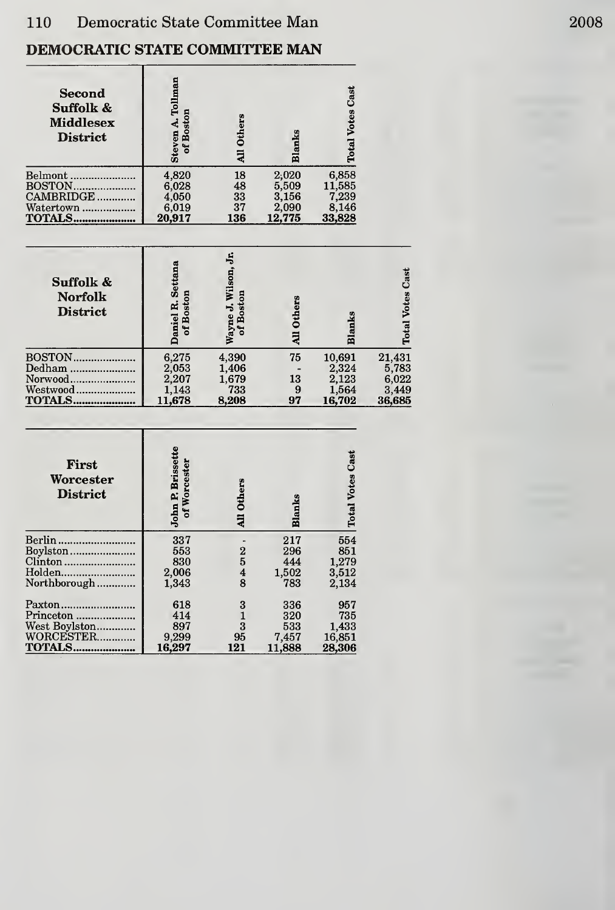## DEMOCRATIC STATE COMMITTEE MAN

| Second Suffolk & Middlesex District | Steven A. Tollman of Boston | All Others | Blanks | Total Votes Cast |
|---|---|---|---|---|
| Belmont | 4,820 | 18 | 2,020 | 6,858 |
| BOSTON | 6,028 | 48 | 5,509 | 11,585 |
| CAMBRIDGE | 4,050 | 33 | 3,156 | 7,239 |
| Watertown | 6,019 | 37 | 2,090 | 8,146 |
| **TOTALS** | **20,917** | **136** | **12,775** | **33,828** |

| Suffolk & Norfolk District | Daniel R. Settana of Boston | Wayne J. Wilson, Jr. of Boston | All Others | Blanks | Total Votes Cast |
|---|---|---|---|---|---|
| BOSTON | 6,275 | 4,390 | 75 | 10,691 | 21,431 |
| Dedham | 2,053 | 1,406 | - | 2,324 | 5,783 |
| Norwood | 2,207 | 1,679 | 13 | 2,123 | 6,022 |
| Westwood | 1,143 | 733 | 9 | 1,564 | 3,449 |
| **TOTALS** | **11,678** | **8,208** | **97** | **16,702** | **36,685** |

| First Worcester District | John P. Brissette of Worcester | All Others | Blanks | Total Votes Cast |
|---|---|---|---|---|
| Berlin | 337 | - | 217 | 554 |
| Boylston | 553 | 2 | 296 | 851 |
| Clinton | 830 | 5 | 444 | 1,279 |
| Holden | 2,006 | 4 | 1,502 | 3,512 |
| Northborough | 1,343 | 8 | 783 | 2,134 |
| Paxton | 618 | 3 | 336 | 957 |
| Princeton | 414 | 1 | 320 | 735 |
| West Boylston | 897 | 3 | 533 | 1,433 |
| WORCESTER | 9,299 | 95 | 7,457 | 16,851 |
| **TOTALS** | **16,297** | **121** | **11,888** | **28,306** |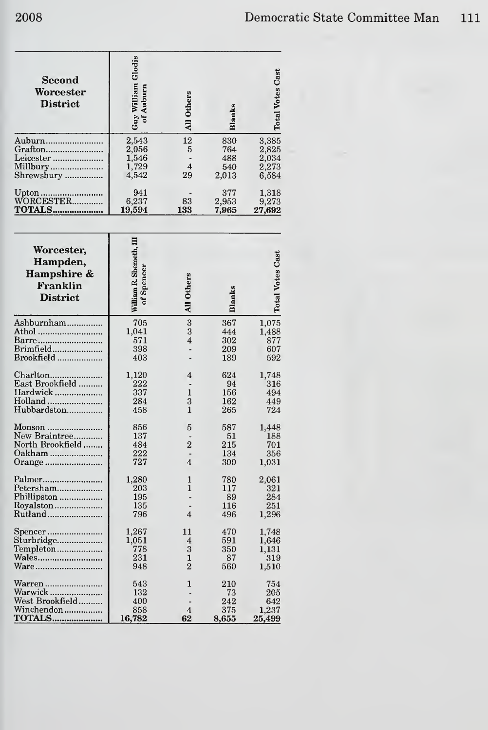| Second Worcester District | Guy William Glodis of Auburn | All Others | Blanks | Total Votes Cast |
|---|---|---|---|---|
| Auburn | 2,543 | 12 | 830 | 3,385 |
| Grafton | 2,056 | 5 | 764 | 2,825 |
| Leicester | 1,546 | - | 488 | 2,034 |
| Millbury | 1,729 | 4 | 540 | 2,273 |
| Shrewsbury | 4,542 | 29 | 2,013 | 6,584 |
| Upton | 941 | - | 377 | 1,318 |
| WORCESTER | 6,237 | 83 | 2,953 | 9,273 |
| **TOTALS** | **19,594** | **133** | **7,965** | **27,692** |

| Worcester, Hampden, Hampshire & Franklin District | William R. Shemeth, III of Spencer | All Others | Blanks | Total Votes Cast |
|---|---|---|---|---|
| Ashburnham | 705 | 3 | 367 | 1,075 |
| Athol | 1,041 | 3 | 444 | 1,488 |
| Barre | 571 | 4 | 302 | 877 |
| Brimfield | 398 | - | 209 | 607 |
| Brookfield | 403 | - | 189 | 592 |
| Charlton | 1,120 | 4 | 624 | 1,748 |
| East Brookfield | 222 | - | 94 | 316 |
| Hardwick | 337 | 1 | 156 | 494 |
| Holland | 284 | 3 | 162 | 449 |
| Hubbardston | 458 | 1 | 265 | 724 |
| Monson | 856 | 5 | 587 | 1,448 |
| New Braintree | 137 | - | 51 | 188 |
| North Brookfield | 484 | 2 | 215 | 701 |
| Oakham | 222 | - | 134 | 356 |
| Orange | 727 | 4 | 300 | 1,031 |
| Palmer | 1,280 | 1 | 780 | 2,061 |
| Petersham | 203 | 1 | 117 | 321 |
| Phillipston | 195 | - | 89 | 284 |
| Royalston | 135 | - | 116 | 251 |
| Rutland | 796 | 4 | 496 | 1,296 |
| Spencer | 1,267 | 11 | 470 | 1,748 |
| Sturbridge | 1,051 | 4 | 591 | 1,646 |
| Templeton | 778 | 3 | 350 | 1,131 |
| Wales | 231 | 1 | 87 | 319 |
| Ware | 948 | 2 | 560 | 1,510 |
| Warren | 543 | 1 | 210 | 754 |
| Warwick | 132 | - | 73 | 205 |
| West Brookfield | 400 | - | 242 | 642 |
| Winchendon | 858 | 4 | 375 | 1,237 |
| **TOTALS** | **16,782** | **62** | **8,655** | **25,499** |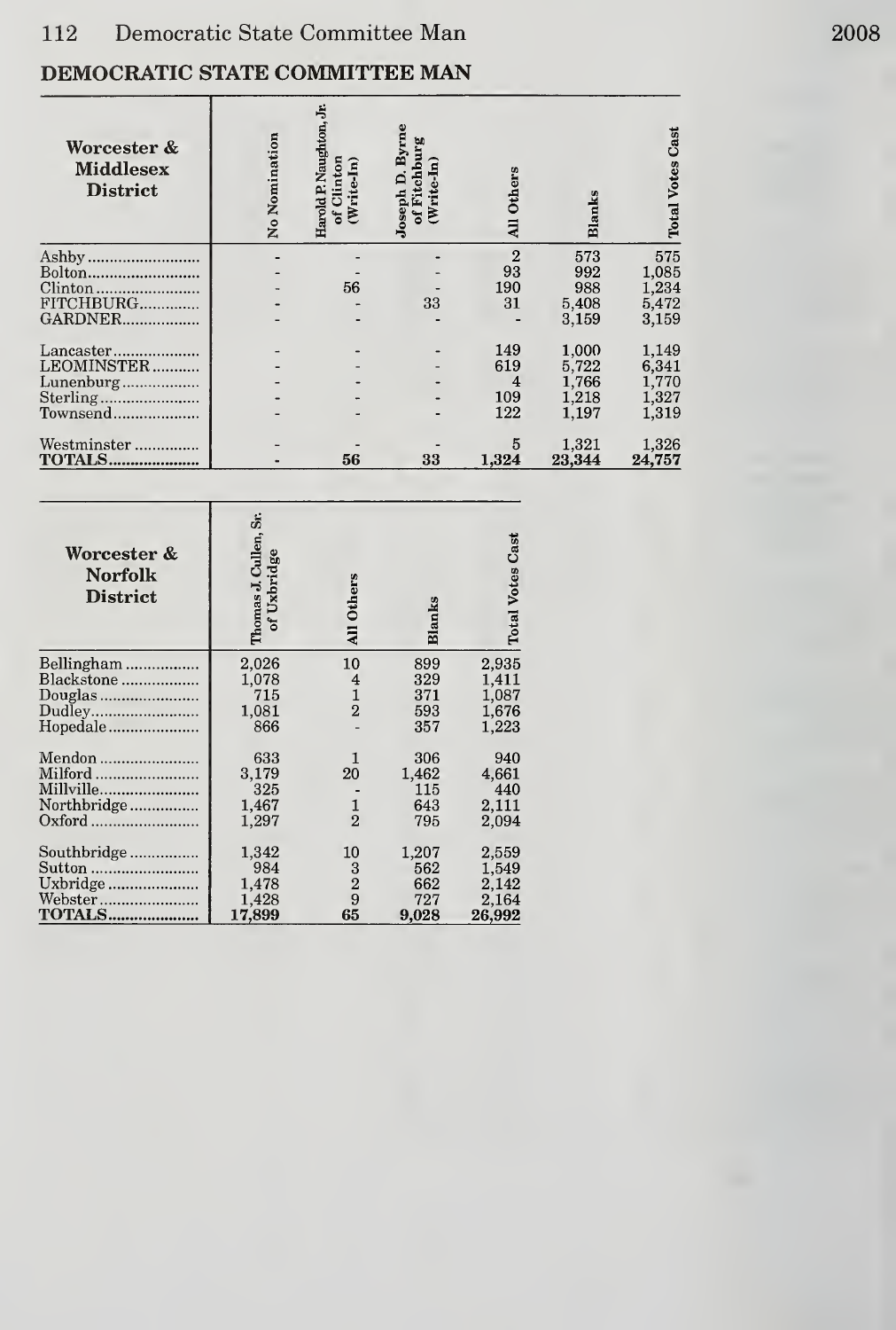## DEMOCRATIC STATE COMMITTEE MAN

| Worcester & Middlesex District | No Nomination | Harold P. Naughton, Jr. of Clinton (Write-In) | Joseph D. Byrne of Fitchburg (Write-In) | All Others | Blanks | Total Votes Cast |
|---|---|---|---|---|---|---|
| Ashby | - | - | - | 2 | 573 | 575 |
| Bolton | - | - | - | 93 | 992 | 1,085 |
| Clinton | - | 56 | - | 190 | 988 | 1,234 |
| FITCHBURG | - | - | 33 | 31 | 5,408 | 5,472 |
| GARDNER | - | - | - | - | 3,159 | 3,159 |
| Lancaster | - | - | - | 149 | 1,000 | 1,149 |
| LEOMINSTER | - | - | - | 619 | 5,722 | 6,341 |
| Lunenburg | - | - | - | 4 | 1,766 | 1,770 |
| Sterling | - | - | - | 109 | 1,218 | 1,327 |
| Townsend | - | - | - | 122 | 1,197 | 1,319 |
| Westminster | - | - | - | 5 | 1,321 | 1,326 |
| **TOTALS** | - | 56 | 33 | 1,324 | 23,344 | 24,757 |

| Worcester & Norfolk District | Thomas J. Cullen, Sr. of Uxbridge | All Others | Blanks | Total Votes Cast |
|---|---|---|---|---|
| Bellingham | 2,026 | 10 | 899 | 2,935 |
| Blackstone | 1,078 | 4 | 329 | 1,411 |
| Douglas | 715 | 1 | 371 | 1,087 |
| Dudley | 1,081 | 2 | 593 | 1,676 |
| Hopedale | 866 | - | 357 | 1,223 |
| Mendon | 633 | 1 | 306 | 940 |
| Milford | 3,179 | 20 | 1,462 | 4,661 |
| Millville | 325 | - | 115 | 440 |
| Northbridge | 1,467 | 1 | 643 | 2,111 |
| Oxford | 1,297 | 2 | 795 | 2,094 |
| Southbridge | 1,342 | 10 | 1,207 | 2,559 |
| Sutton | 984 | 3 | 562 | 1,549 |
| Uxbridge | 1,478 | 2 | 662 | 2,142 |
| Webster | 1,428 | 9 | 727 | 2,164 |
| **TOTALS** | 17,899 | 65 | 9,028 | 26,992 |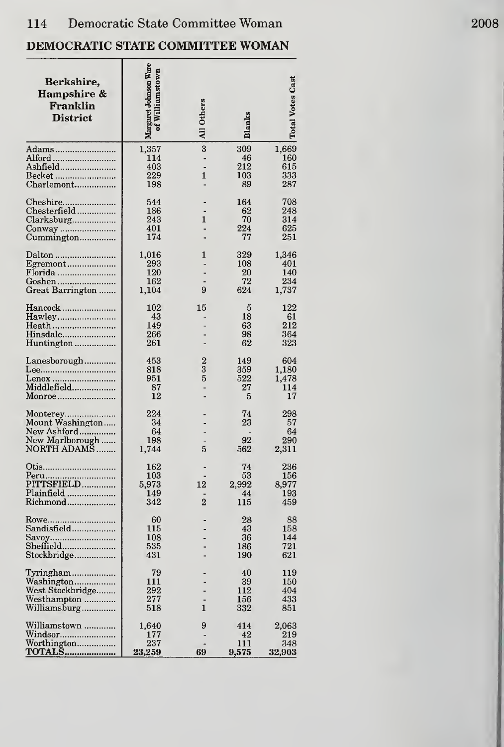## DEMOCRATIC STATE COMMITTEE WOMAN

| Berkshire, Hampshire & Franklin District | Margaret Johnson Ware of Williamstown | All Others | Blanks | Total Votes Cast |
|---|---|---|---|---|
| Adams | 1,357 | 3 | 309 | 1,669 |
| Alford | 114 | - | 46 | 160 |
| Ashfield | 403 | - | 212 | 615 |
| Becket | 229 | 1 | 103 | 333 |
| Charlemont | 198 | - | 89 | 287 |
| Cheshire | 544 | - | 164 | 708 |
| Chesterfield | 186 | - | 62 | 248 |
| Clarksburg | 243 | 1 | 70 | 314 |
| Conway | 401 | - | 224 | 625 |
| Cummington | 174 | - | 77 | 251 |
| Dalton | 1,016 | 1 | 329 | 1,346 |
| Egremont | 293 | - | 108 | 401 |
| Florida | 120 | - | 20 | 140 |
| Goshen | 162 | - | 72 | 234 |
| Great Barrington | 1,104 | 9 | 624 | 1,737 |
| Hancock | 102 | 15 | 5 | 122 |
| Hawley | 43 | - | 18 | 61 |
| Heath | 149 | - | 63 | 212 |
| Hinsdale | 266 | - | 98 | 364 |
| Huntington | 261 | - | 62 | 323 |
| Lanesborough | 453 | 2 | 149 | 604 |
| Lee | 818 | 3 | 359 | 1,180 |
| Lenox | 951 | 5 | 522 | 1,478 |
| Middlefield | 87 | - | 27 | 114 |
| Monroe | 12 | - | 5 | 17 |
| Monterey | 224 | - | 74 | 298 |
| Mount Washington | 34 | - | 23 | 57 |
| New Ashford | 64 | - | - | 64 |
| New Marlborough | 198 | - | 92 | 290 |
| NORTH ADAMS | 1,744 | 5 | 562 | 2,311 |
| Otis | 162 | - | 74 | 236 |
| Peru | 103 | - | 53 | 156 |
| PITTSFIELD | 5,973 | 12 | 2,992 | 8,977 |
| Plainfield | 149 | - | 44 | 193 |
| Richmond | 342 | 2 | 115 | 459 |
| Rowe | 60 | - | 28 | 88 |
| Sandisfield | 115 | - | 43 | 158 |
| Savoy | 108 | - | 36 | 144 |
| Sheffield | 535 | - | 186 | 721 |
| Stockbridge | 431 | - | 190 | 621 |
| Tyringham | 79 | - | 40 | 119 |
| Washington | 111 | - | 39 | 150 |
| West Stockbridge | 292 | - | 112 | 404 |
| Westhampton | 277 | - | 156 | 433 |
| Williamsburg | 518 | 1 | 332 | 851 |
| Williamstown | 1,640 | 9 | 414 | 2,063 |
| Windsor | 177 | - | 42 | 219 |
| Worthington | 237 | - | 111 | 348 |
| **TOTALS** | **23,259** | **69** | **9,575** | **32,903** |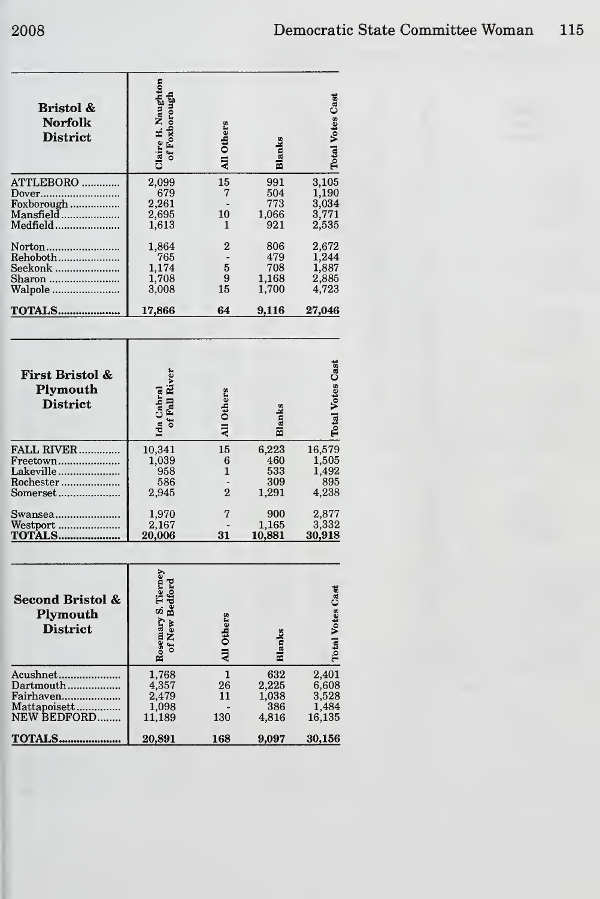| Bristol & Norfolk District | Claire B. Naughton of Foxborough | All Others | Blanks | Total Votes Cast |
|---|---|---|---|---|
| ATTLEBORO | 2,099 | 15 | 991 | 3,105 |
| Dover | 679 | 7 | 504 | 1,190 |
| Foxborough | 2,261 | - | 773 | 3,034 |
| Mansfield | 2,695 | 10 | 1,066 | 3,771 |
| Medfield | 1,613 | 1 | 921 | 2,535 |
| Norton | 1,864 | 2 | 806 | 2,672 |
| Rehoboth | 765 | - | 479 | 1,244 |
| Seekonk | 1,174 | 5 | 708 | 1,887 |
| Sharon | 1,708 | 9 | 1,168 | 2,885 |
| Walpole | 3,008 | 15 | 1,700 | 4,723 |
| **TOTALS** | **17,866** | **64** | **9,116** | **27,046** |

| First Bristol & Plymouth District | Ida Cabral of Fall River | All Others | Blanks | Total Votes Cast |
|---|---|---|---|---|
| FALL RIVER | 10,341 | 15 | 6,223 | 16,579 |
| Freetown | 1,039 | 6 | 460 | 1,505 |
| Lakeville | 958 | 1 | 533 | 1,492 |
| Rochester | 586 | - | 309 | 895 |
| Somerset | 2,945 | 2 | 1,291 | 4,238 |
| Swansea | 1,970 | 7 | 900 | 2,877 |
| Westport | 2,167 | - | 1,165 | 3,332 |
| **TOTALS** | **20,006** | **31** | **10,881** | **30,918** |

| Second Bristol & Plymouth District | Rosemary S. Tierney of New Bedford | All Others | Blanks | Total Votes Cast |
|---|---|---|---|---|
| Acushnet | 1,768 | 1 | 632 | 2,401 |
| Dartmouth | 4,357 | 26 | 2,225 | 6,608 |
| Fairhaven | 2,479 | 11 | 1,038 | 3,528 |
| Mattapoisett | 1,098 | - | 386 | 1,484 |
| NEW BEDFORD | 11,189 | 130 | 4,816 | 16,135 |
| **TOTALS** | **20,891** | **168** | **9,097** | **30,156** |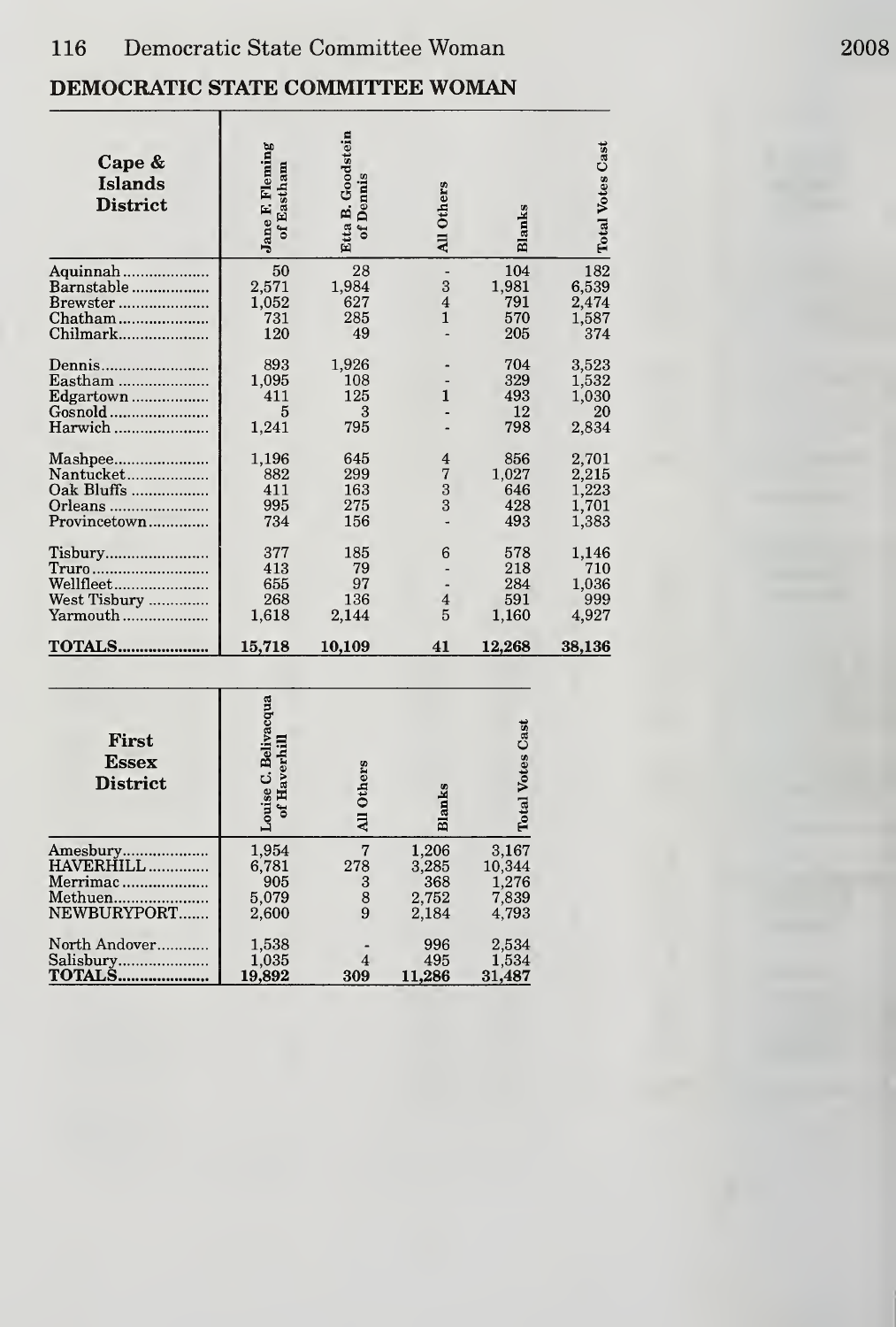## DEMOCRATIC STATE COMMITTEE WOMAN

| Cape & Islands District | Jane F. Fleming of Eastham | Etta B. Goodstein of Dennis | All Others | Blanks | Total Votes Cast |
|---|---|---|---|---|---|
| Aquinnah | 50 | 28 | - | 104 | 182 |
| Barnstable | 2,571 | 1,984 | 3 | 1,981 | 6,539 |
| Brewster | 1,052 | 627 | 4 | 791 | 2,474 |
| Chatham | 731 | 285 | 1 | 570 | 1,587 |
| Chilmark | 120 | 49 | - | 205 | 374 |
| Dennis | 893 | 1,926 | - | 704 | 3,523 |
| Eastham | 1,095 | 108 | - | 329 | 1,532 |
| Edgartown | 411 | 125 | 1 | 493 | 1,030 |
| Gosnold | 5 | 3 | - | 12 | 20 |
| Harwich | 1,241 | 795 | - | 798 | 2,834 |
| Mashpee | 1,196 | 645 | 4 | 856 | 2,701 |
| Nantucket | 882 | 299 | 7 | 1,027 | 2,215 |
| Oak Bluffs | 411 | 163 | 3 | 646 | 1,223 |
| Orleans | 995 | 275 | 3 | 428 | 1,701 |
| Provincetown | 734 | 156 | - | 493 | 1,383 |
| Tisbury | 377 | 185 | 6 | 578 | 1,146 |
| Truro | 413 | 79 | - | 218 | 710 |
| Wellfleet | 655 | 97 | - | 284 | 1,036 |
| West Tisbury | 268 | 136 | 4 | 591 | 999 |
| Yarmouth | 1,618 | 2,144 | 5 | 1,160 | 4,927 |
| **TOTALS** | **15,718** | **10,109** | **41** | **12,268** | **38,136** |

| First Essex District | Louise C. Belivacqua of Haverhill | All Others | Blanks | Total Votes Cast |
|---|---|---|---|---|
| Amesbury | 1,954 | 7 | 1,206 | 3,167 |
| HAVERHILL | 6,781 | 278 | 3,285 | 10,344 |
| Merrimac | 905 | 3 | 368 | 1,276 |
| Methuen | 5,079 | 8 | 2,752 | 7,839 |
| NEWBURYPORT | 2,600 | 9 | 2,184 | 4,793 |
| North Andover | 1,538 | - | 996 | 2,534 |
| Salisbury | 1,035 | 4 | 495 | 1,534 |
| **TOTALS** | **19,892** | **309** | **11,286** | **31,487** |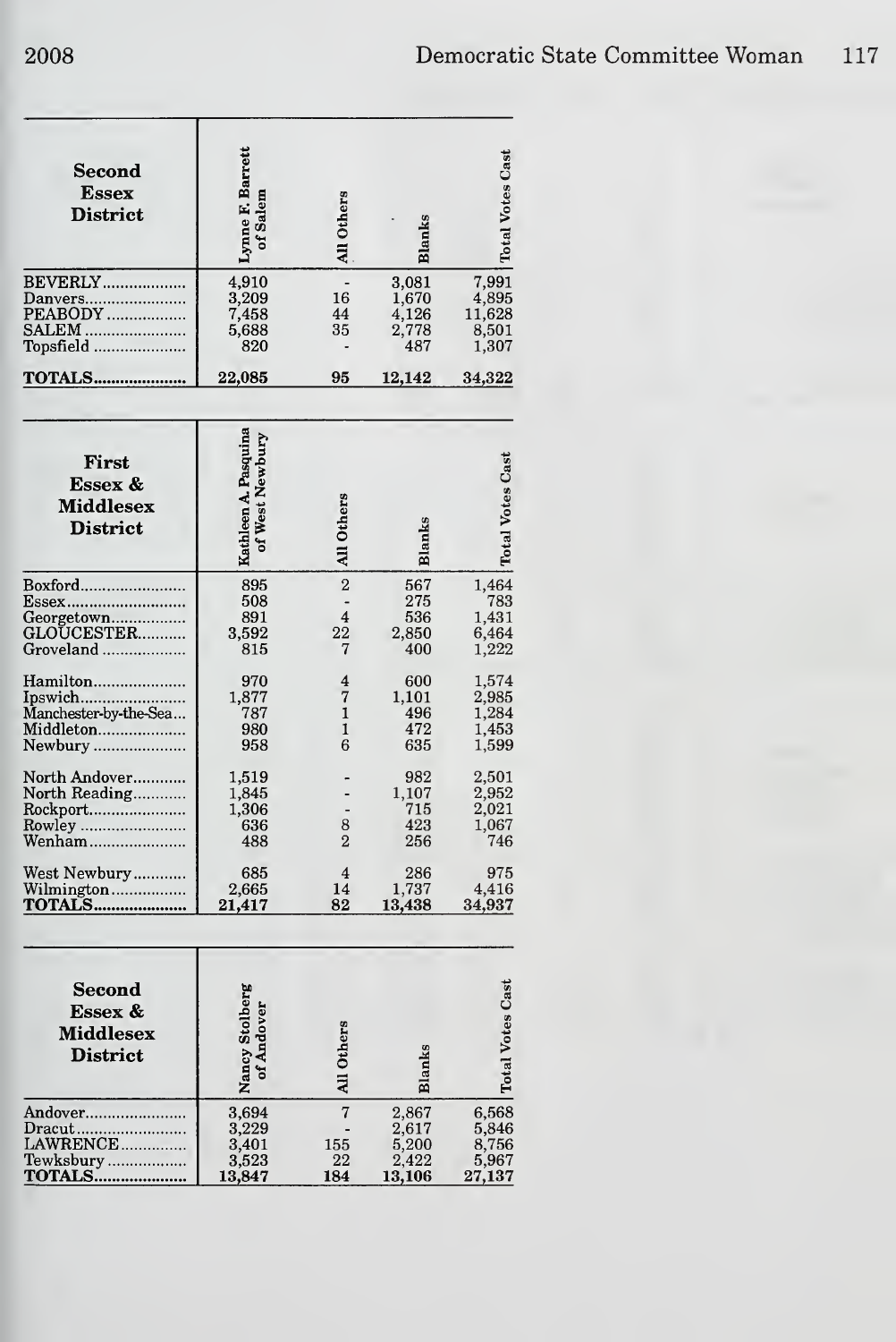| Second Essex District | Lynne F. Barrett of Salem | All Others | Blanks | Total Votes Cast |
|---|---|---|---|---|
| BEVERLY | 4,910 | - | 3,081 | 7,991 |
| Danvers | 3,209 | 16 | 1,670 | 4,895 |
| PEABODY | 7,458 | 44 | 4,126 | 11,628 |
| SALEM | 5,688 | 35 | 2,778 | 8,501 |
| Topsfield | 820 | - | 487 | 1,307 |
| **TOTALS** | **22,085** | **95** | **12,142** | **34,322** |

| First Essex & Middlesex District | Kathleen A. Pasquina of West Newbury | All Others | Blanks | Total Votes Cast |
|---|---|---|---|---|
| Boxford | 895 | 2 | 567 | 1,464 |
| Essex | 508 | - | 275 | 783 |
| Georgetown | 891 | 4 | 536 | 1,431 |
| GLOUCESTER | 3,592 | 22 | 2,850 | 6,464 |
| Groveland | 815 | 7 | 400 | 1,222 |
| Hamilton | 970 | 4 | 600 | 1,574 |
| Ipswich | 1,877 | 7 | 1,101 | 2,985 |
| Manchester-by-the-Sea | 787 | 1 | 496 | 1,284 |
| Middleton | 980 | 1 | 472 | 1,453 |
| Newbury | 958 | 6 | 635 | 1,599 |
| North Andover | 1,519 | - | 982 | 2,501 |
| North Reading | 1,845 | - | 1,107 | 2,952 |
| Rockport | 1,306 | - | 715 | 2,021 |
| Rowley | 636 | 8 | 423 | 1,067 |
| Wenham | 488 | 2 | 256 | 746 |
| West Newbury | 685 | 4 | 286 | 975 |
| Wilmington | 2,665 | 14 | 1,737 | 4,416 |
| **TOTALS** | **21,417** | **82** | **13,438** | **34,937** |

| Second Essex & Middlesex District | Nancy Stolberg of Andover | All Others | Blanks | Total Votes Cast |
|---|---|---|---|---|
| Andover | 3,694 | 7 | 2,867 | 6,568 |
| Dracut | 3,229 | - | 2,617 | 5,846 |
| LAWRENCE | 3,401 | 155 | 5,200 | 8,756 |
| Tewksbury | 3,523 | 22 | 2,422 | 5,967 |
| **TOTALS** | **13,847** | **184** | **13,106** | **27,137** |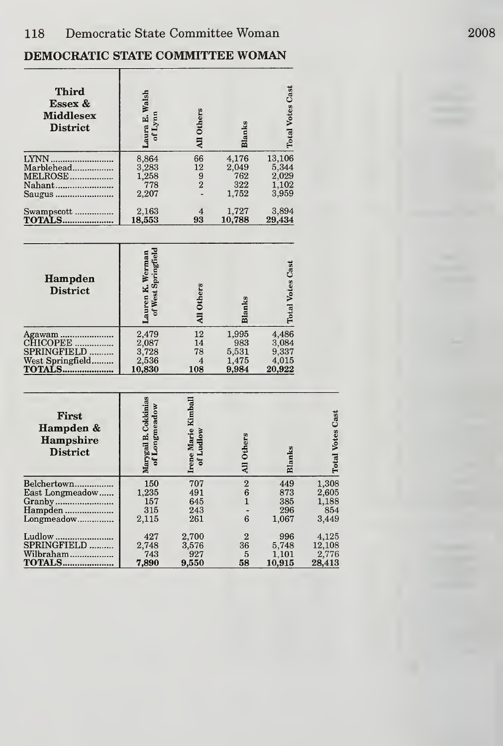## DEMOCRATIC STATE COMMITTEE WOMAN

| Third Essex & Middlesex District | Laura E. Walsh of Lynn | All Others | Blanks | Total Votes Cast |
|---|---|---|---|---|
| LYNN | 8,864 | 66 | 4,176 | 13,106 |
| Marblehead | 3,283 | 12 | 2,049 | 5,344 |
| MELROSE | 1,258 | 9 | 762 | 2,029 |
| Nahant | 778 | 2 | 322 | 1,102 |
| Saugus | 2,207 | - | 1,752 | 3,959 |
| Swampscott | 2,163 | 4 | 1,727 | 3,894 |
| **TOTALS** | **18,553** | **93** | **10,788** | **29,434** |

| Hampden District | Lauren K. Werman of West Springfield | All Others | Blanks | Total Votes Cast |
|---|---|---|---|---|
| Agawam | 2,479 | 12 | 1,995 | 4,486 |
| CHICOPEE | 2,087 | 14 | 983 | 3,084 |
| SPRINGFIELD | 3,728 | 78 | 5,531 | 9,337 |
| West Springfield | 2,536 | 4 | 1,475 | 4,015 |
| **TOTALS** | **10,830** | **108** | **9,984** | **20,922** |

| First Hampden & Hampshire District | Marygail B. Cokkinias of Longmeadow | Irene Marie Kimball of Ludlow | All Others | Blanks | Total Votes Cast |
|---|---|---|---|---|---|
| Belchertown | 150 | 707 | 2 | 449 | 1,308 |
| East Longmeadow | 1,235 | 491 | 6 | 873 | 2,605 |
| Granby | 157 | 645 | 1 | 385 | 1,188 |
| Hampden | 315 | 243 | - | 296 | 854 |
| Longmeadow | 2,115 | 261 | 6 | 1,067 | 3,449 |
| Ludlow | 427 | 2,700 | 2 | 996 | 4,125 |
| SPRINGFIELD | 2,748 | 3,576 | 36 | 5,748 | 12,108 |
| Wilbraham | 743 | 927 | 5 | 1,101 | 2,776 |
| **TOTALS** | **7,890** | **9,550** | **58** | **10,915** | **28,413** |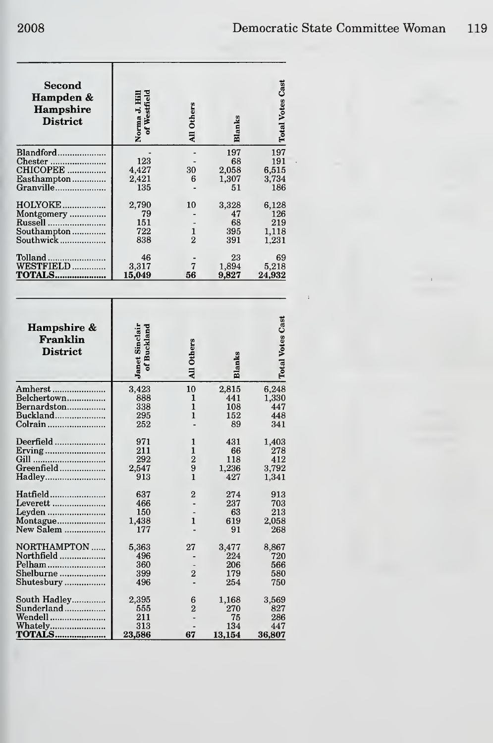| Second Hampden & Hampshire District | Norma J. Hill of Westfield | All Others | Blanks | Total Votes Cast |
|---|---|---|---|---|
| Blandford | - | - | 197 | 197 |
| Chester | 123 | - | 68 | 191 |
| CHICOPEE | 4,427 | 30 | 2,058 | 6,515 |
| Easthampton | 2,421 | 6 | 1,307 | 3,734 |
| Granville | 135 | - | 51 | 186 |
| HOLYOKE | 2,790 | 10 | 3,328 | 6,128 |
| Montgomery | 79 | - | 47 | 126 |
| Russell | 151 | - | 68 | 219 |
| Southampton | 722 | 1 | 395 | 1,118 |
| Southwick | 838 | 2 | 391 | 1,231 |
| Tolland | 46 | - | 23 | 69 |
| WESTFIELD | 3,317 | 7 | 1,894 | 5,218 |
| **TOTALS** | **15,049** | **56** | **9,827** | **24,932** |

| Hampshire & Franklin District | Janet Sinclair of Buckland | All Others | Blanks | Total Votes Cast |
|---|---|---|---|---|
| Amherst | 3,423 | 10 | 2,815 | 6,248 |
| Belchertown | 888 | 1 | 441 | 1,330 |
| Bernardston | 338 | 1 | 108 | 447 |
| Buckland | 295 | 1 | 152 | 448 |
| Colrain | 252 | - | 89 | 341 |
| Deerfield | 971 | 1 | 431 | 1,403 |
| Erving | 211 | 1 | 66 | 278 |
| Gill | 292 | 2 | 118 | 412 |
| Greenfield | 2,547 | 9 | 1,236 | 3,792 |
| Hadley | 913 | 1 | 427 | 1,341 |
| Hatfield | 637 | 2 | 274 | 913 |
| Leverett | 466 | - | 237 | 703 |
| Leyden | 150 | - | 63 | 213 |
| Montague | 1,438 | 1 | 619 | 2,058 |
| New Salem | 177 | - | 91 | 268 |
| NORTHAMPTON | 5,363 | 27 | 3,477 | 8,867 |
| Northfield | 496 | - | 224 | 720 |
| Pelham | 360 | - | 206 | 566 |
| Shelburne | 399 | 2 | 179 | 580 |
| Shutesbury | 496 | - | 254 | 750 |
| South Hadley | 2,395 | 6 | 1,168 | 3,569 |
| Sunderland | 555 | 2 | 270 | 827 |
| Wendell | 211 | - | 75 | 286 |
| Whately | 313 | - | 134 | 447 |
| **TOTALS** | **23,586** | **67** | **13,154** | **36,807** |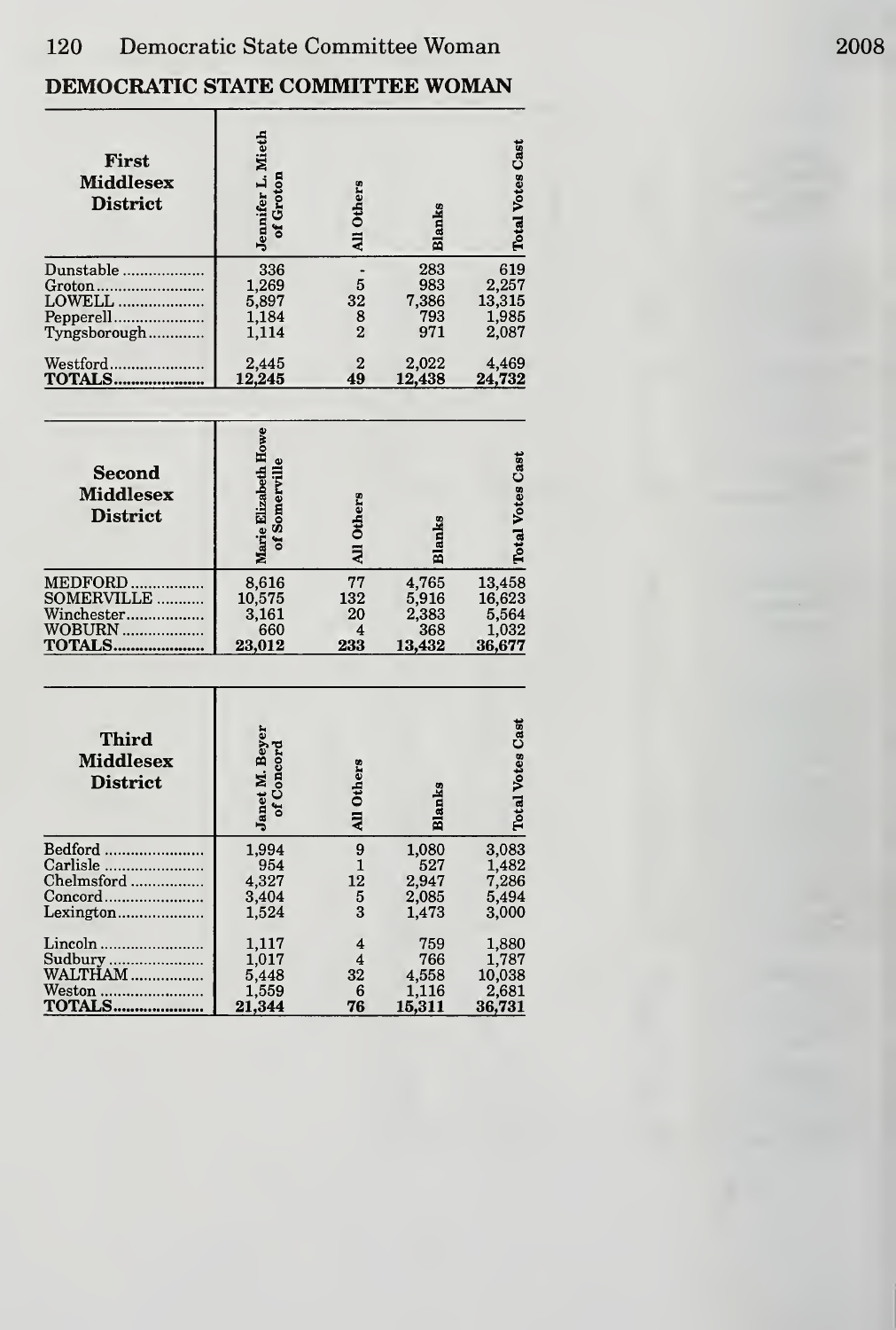## DEMOCRATIC STATE COMMITTEE WOMAN

| First Middlesex District | Jennifer L. Mieth of Groton | All Others | Blanks | Total Votes Cast |
|---|---|---|---|---|
| Dunstable | 336 | - | 283 | 619 |
| Groton | 1,269 | 5 | 983 | 2,257 |
| LOWELL | 5,897 | 32 | 7,386 | 13,315 |
| Pepperell | 1,184 | 8 | 793 | 1,985 |
| Tyngsborough | 1,114 | 2 | 971 | 2,087 |
| Westford | 2,445 | 2 | 2,022 | 4,469 |
| **TOTALS** | **12,245** | **49** | **12,438** | **24,732** |

| Second Middlesex District | Marie Elizabeth Howe of Somerville | All Others | Blanks | Total Votes Cast |
|---|---|---|---|---|
| MEDFORD | 8,616 | 77 | 4,765 | 13,458 |
| SOMERVILLE | 10,575 | 132 | 5,916 | 16,623 |
| Winchester | 3,161 | 20 | 2,383 | 5,564 |
| WOBURN | 660 | 4 | 368 | 1,032 |
| **TOTALS** | **23,012** | **233** | **13,432** | **36,677** |

| Third Middlesex District | Janet M. Beyer of Concord | All Others | Blanks | Total Votes Cast |
|---|---|---|---|---|
| Bedford | 1,994 | 9 | 1,080 | 3,083 |
| Carlisle | 954 | 1 | 527 | 1,482 |
| Chelmsford | 4,327 | 12 | 2,947 | 7,286 |
| Concord | 3,404 | 5 | 2,085 | 5,494 |
| Lexington | 1,524 | 3 | 1,473 | 3,000 |
| Lincoln | 1,117 | 4 | 759 | 1,880 |
| Sudbury | 1,017 | 4 | 766 | 1,787 |
| WALTHAM | 5,448 | 32 | 4,558 | 10,038 |
| Weston | 1,559 | 6 | 1,116 | 2,681 |
| **TOTALS** | **21,344** | **76** | **15,311** | **36,731** |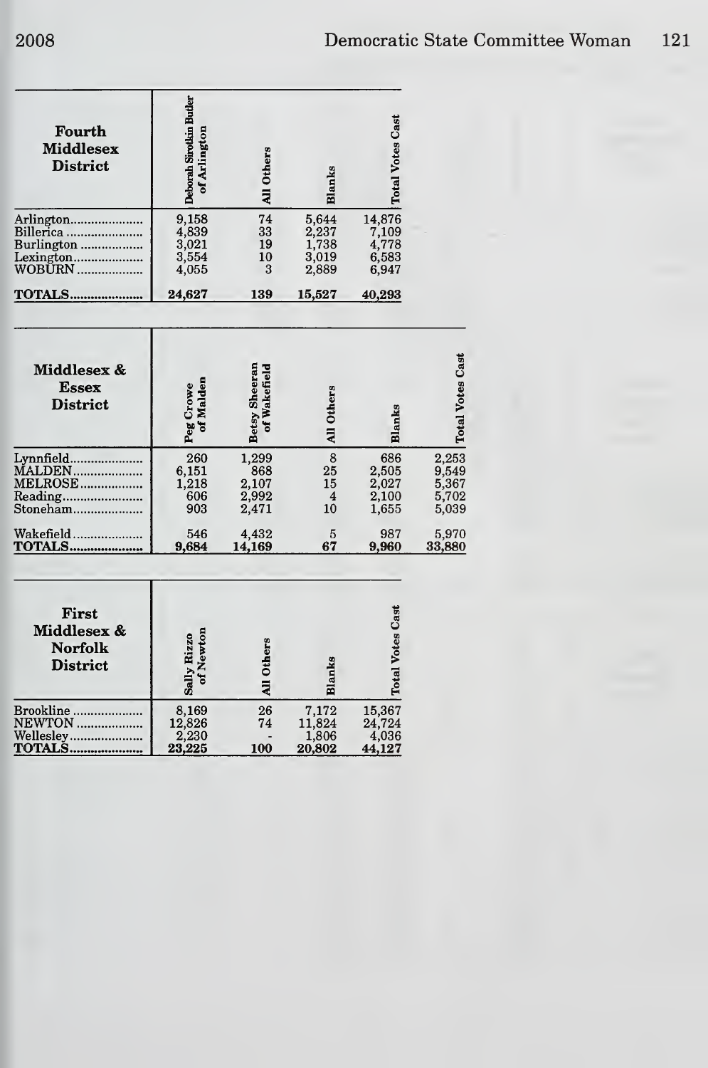| Fourth Middlesex District | Deborah Sirotkin Butler of Arlington | All Others | Blanks | Total Votes Cast |
|---|---|---|---|---|
| Arlington | 9,158 | 74 | 5,644 | 14,876 |
| Billerica | 4,839 | 33 | 2,237 | 7,109 |
| Burlington | 3,021 | 19 | 1,738 | 4,778 |
| Lexington | 3,554 | 10 | 3,019 | 6,583 |
| WOBURN | 4,055 | 3 | 2,889 | 6,947 |
| **TOTALS** | **24,627** | **139** | **15,527** | **40,293** |

| Middlesex & Essex District | Peg Crowe of Malden | Betsy Sheeran of Wakefield | All Others | Blanks | Total Votes Cast |
|---|---|---|---|---|---|
| Lynnfield | 260 | 1,299 | 8 | 686 | 2,253 |
| MALDEN | 6,151 | 868 | 25 | 2,505 | 9,549 |
| MELROSE | 1,218 | 2,107 | 15 | 2,027 | 5,367 |
| Reading | 606 | 2,992 | 4 | 2,100 | 5,702 |
| Stoneham | 903 | 2,471 | 10 | 1,655 | 5,039 |
| Wakefield | 546 | 4,432 | 5 | 987 | 5,970 |
| **TOTALS** | **9,684** | **14,169** | **67** | **9,960** | **33,880** |

| First Middlesex & Norfolk District | Sally Rizzo of Newton | All Others | Blanks | Total Votes Cast |
|---|---|---|---|---|
| Brookline | 8,169 | 26 | 7,172 | 15,367 |
| NEWTON | 12,826 | 74 | 11,824 | 24,724 |
| Wellesley | 2,230 | - | 1,806 | 4,036 |
| **TOTALS** | **23,225** | **100** | **20,802** | **44,127** |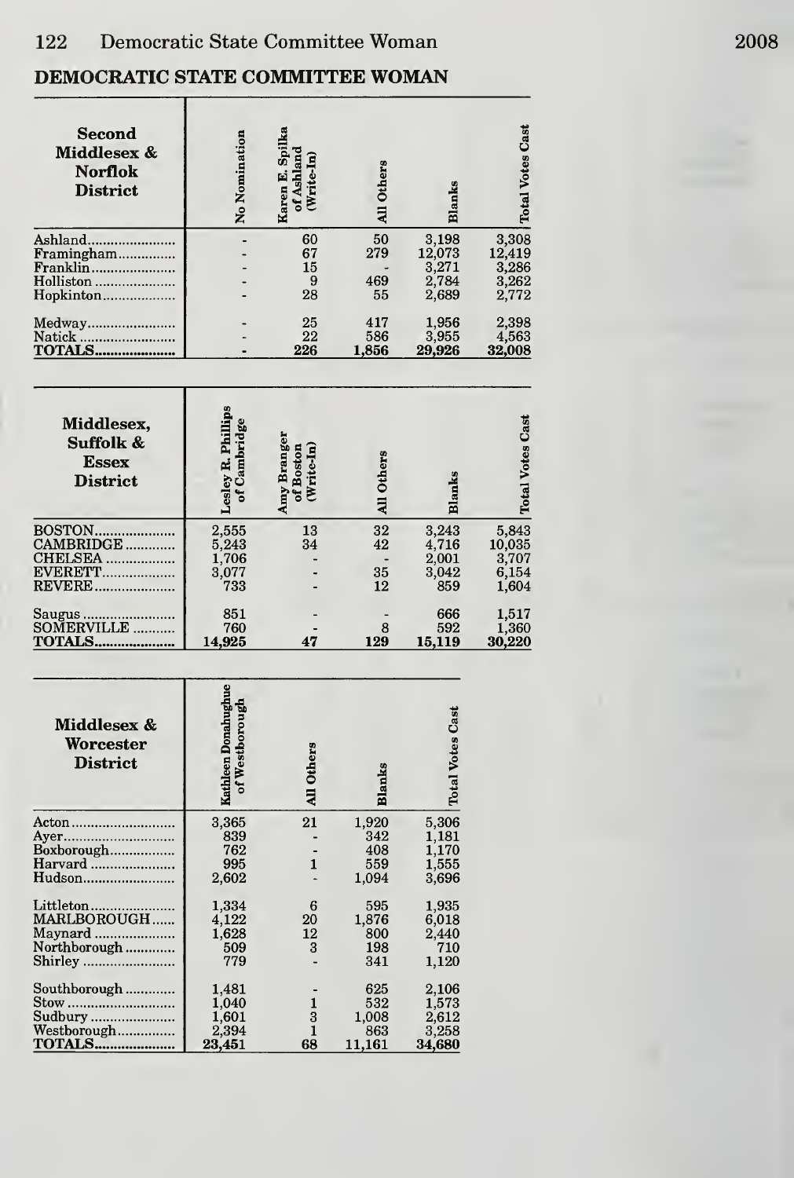## DEMOCRATIC STATE COMMITTEE WOMAN

| Second Middlesex & Norflok District | No Nomination | Karen E. Spilka of Ashland (Write-In) | All Others | Blanks | Total Votes Cast |
|---|---|---|---|---|---|
| Ashland | - | 60 | 50 | 3,198 | 3,308 |
| Framingham | - | 67 | 279 | 12,073 | 12,419 |
| Franklin | - | 15 | - | 3,271 | 3,286 |
| Holliston | - | 9 | 469 | 2,784 | 3,262 |
| Hopkinton | - | 28 | 55 | 2,689 | 2,772 |
| Medway | - | 25 | 417 | 1,956 | 2,398 |
| Natick | - | 22 | 586 | 3,955 | 4,563 |
| **TOTALS** | **-** | **226** | **1,856** | **29,926** | **32,008** |

| Middlesex, Suffolk & Essex District | Lesley R. Phillips of Cambridge | Amy Branger of Boston (Write-In) | All Others | Blanks | Total Votes Cast |
|---|---|---|---|---|---|
| BOSTON | 2,555 | 13 | 32 | 3,243 | 5,843 |
| CAMBRIDGE | 5,243 | 34 | 42 | 4,716 | 10,035 |
| CHELSEA | 1,706 | - | - | 2,001 | 3,707 |
| EVERETT | 3,077 | - | 35 | 3,042 | 6,154 |
| REVERE | 733 | - | 12 | 859 | 1,604 |
| Saugus | 851 | - | - | 666 | 1,517 |
| SOMERVILLE | 760 | - | 8 | 592 | 1,360 |
| **TOTALS** | **14,925** | **47** | **129** | **15,119** | **30,220** |

| Middlesex & Worcester District | Kathleen Donahughue of Westborough | All Others | Blanks | Total Votes Cast |
|---|---|---|---|---|
| Acton | 3,365 | 21 | 1,920 | 5,306 |
| Ayer | 839 | - | 342 | 1,181 |
| Boxborough | 762 | - | 408 | 1,170 |
| Harvard | 995 | 1 | 559 | 1,555 |
| Hudson | 2,602 | - | 1,094 | 3,696 |
| Littleton | 1,334 | 6 | 595 | 1,935 |
| MARLBOROUGH | 4,122 | 20 | 1,876 | 6,018 |
| Maynard | 1,628 | 12 | 800 | 2,440 |
| Northborough | 509 | 3 | 198 | 710 |
| Shirley | 779 | - | 341 | 1,120 |
| Southborough | 1,481 | - | 625 | 2,106 |
| Stow | 1,040 | 1 | 532 | 1,573 |
| Sudbury | 1,601 | 3 | 1,008 | 2,612 |
| Westborough | 2,394 | 1 | 863 | 3,258 |
| **TOTALS** | **23,451** | **68** | **11,161** | **34,680** |